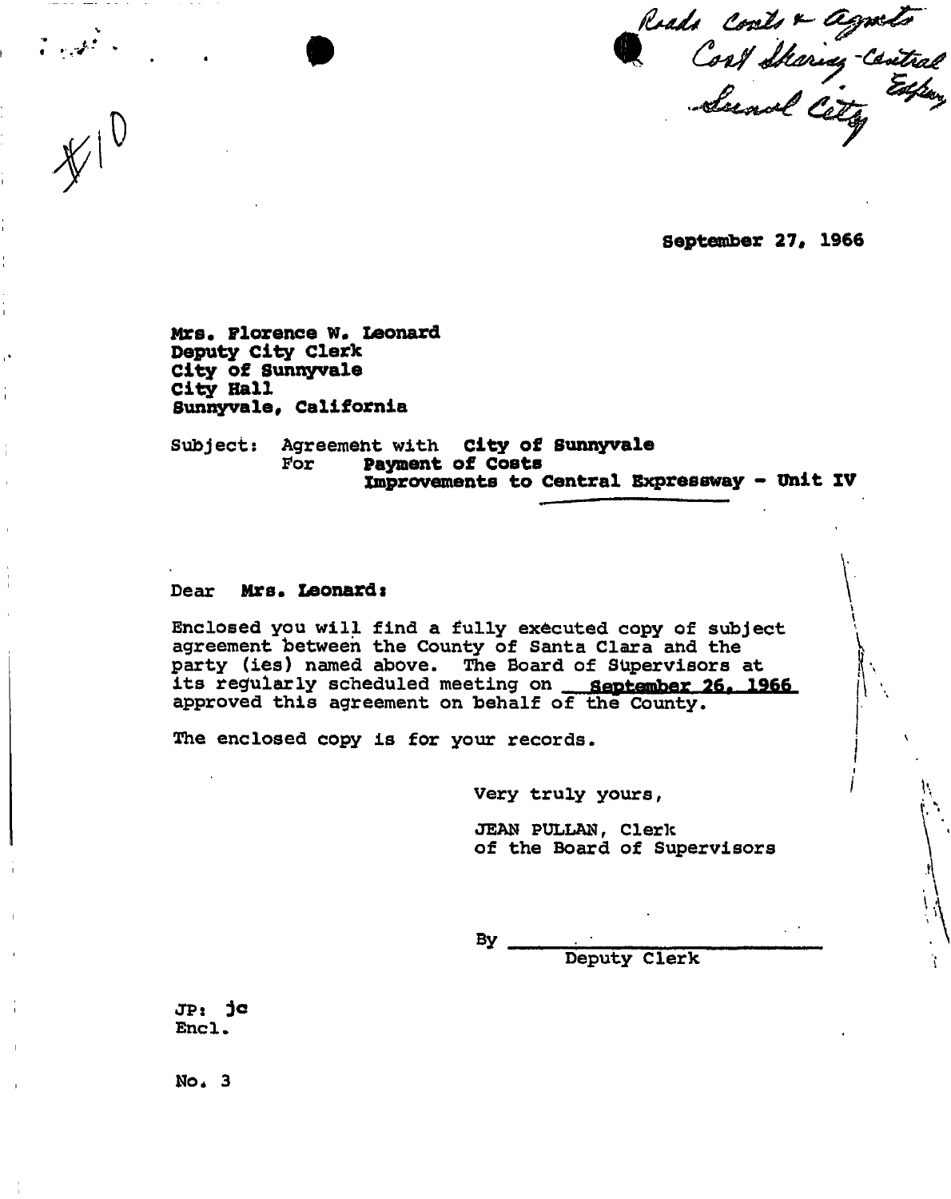Roads Costs & Agmts
Cost Sharing - Central Expwy
Sunnyvale City

#10

September 27, 1966

Mrs. Florence W. Leonard
Deputy City Clerk
City of Sunnyvale
City Hall
Sunnyvale, California

Subject: Agreement with **City of Sunnyvale**
For **Payment of Costs**
**Improvements to Central Expressway - Unit IV**

Dear **Mrs. Leonard:**

Enclosed you will find a fully executed copy of subject agreement between the County of Santa Clara and the party (ies) named above. The Board of Supervisors at its regularly scheduled meeting on **September 26, 1966** approved this agreement on behalf of the County.

The enclosed copy is for your records.

Very truly yours,

JEAN PULLAN, Clerk
of the Board of Supervisors

By ______________________
Deputy Clerk

JP: jc
Encl.

No. 3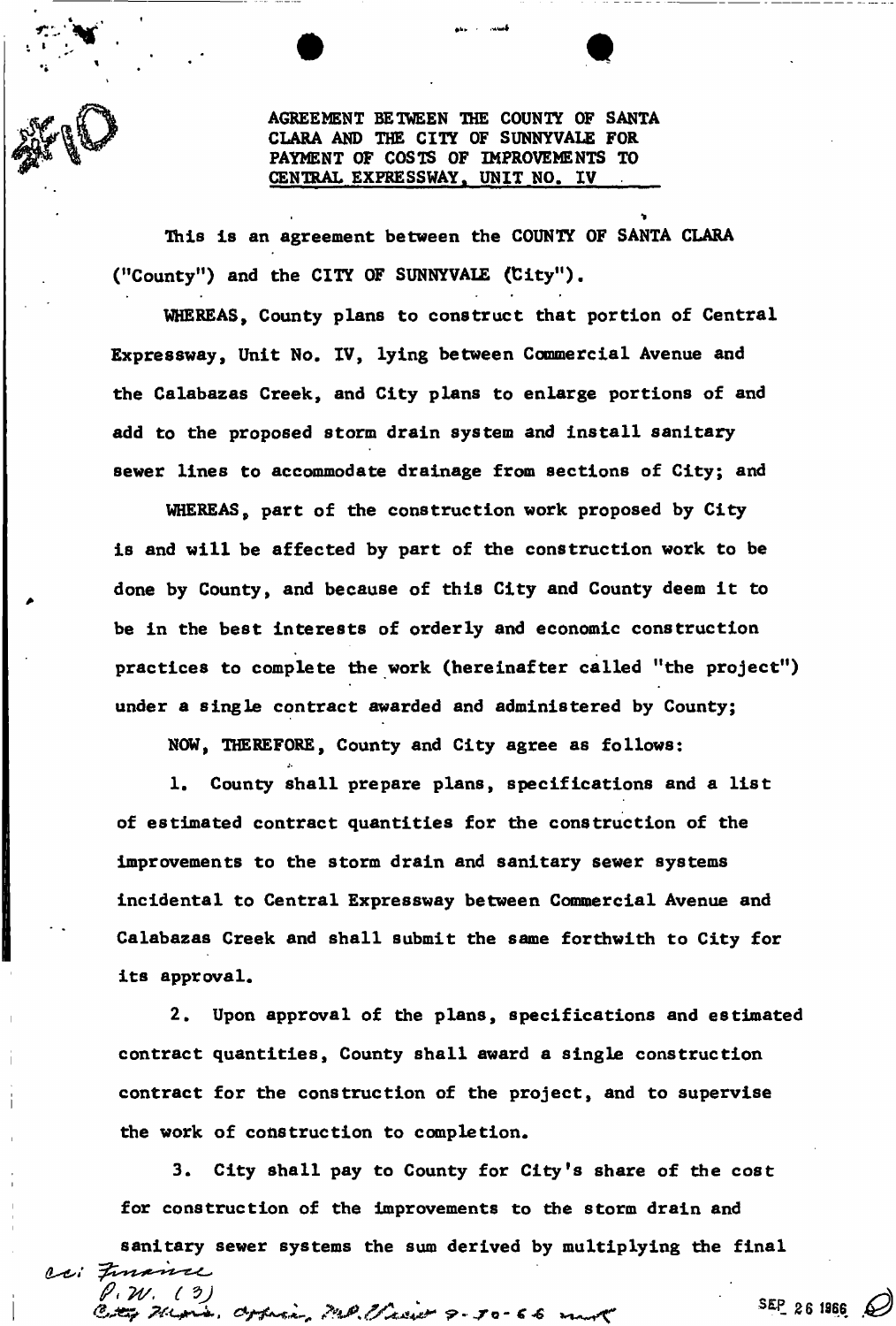AGREEMENT BETWEEN THE COUNTY OF SANTA CLARA AND THE CITY OF SUNNYVALE FOR PAYMENT OF COSTS OF IMPROVEMENTS TO CENTRAL EXPRESSWAY, UNIT NO. IV

This is an agreement between the COUNTY OF SANTA CLARA ("County") and the CITY OF SUNNYVALE ("City").

WHEREAS, County plans to construct that portion of Central Expressway, Unit No. IV, lying between Commercial Avenue and the Calabazas Creek, and City plans to enlarge portions of and add to the proposed storm drain system and install sanitary sewer lines to accommodate drainage from sections of City; and

WHEREAS, part of the construction work proposed by City is and will be affected by part of the construction work to be done by County, and because of this City and County deem it to be in the best interests of orderly and economic construction practices to complete the work (hereinafter called "the project") under a single contract awarded and administered by County;

NOW, THEREFORE, County and City agree as follows:

1. County shall prepare plans, specifications and a list of estimated contract quantities for the construction of the improvements to the storm drain and sanitary sewer systems incidental to Central Expressway between Commercial Avenue and Calabazas Creek and shall submit the same forthwith to City for its approval.

2. Upon approval of the plans, specifications and estimated contract quantities, County shall award a single construction contract for the construction of the project, and to supervise the work of construction to completion.

3. City shall pay to County for City's share of the cost for construction of the improvements to the storm drain and sanitary sewer systems the sum derived by multiplying the final

cc: Finance
P.W. (3)
City Mgr., Appraiser, M.P. Clerk 9-30-66

SEP 26 1966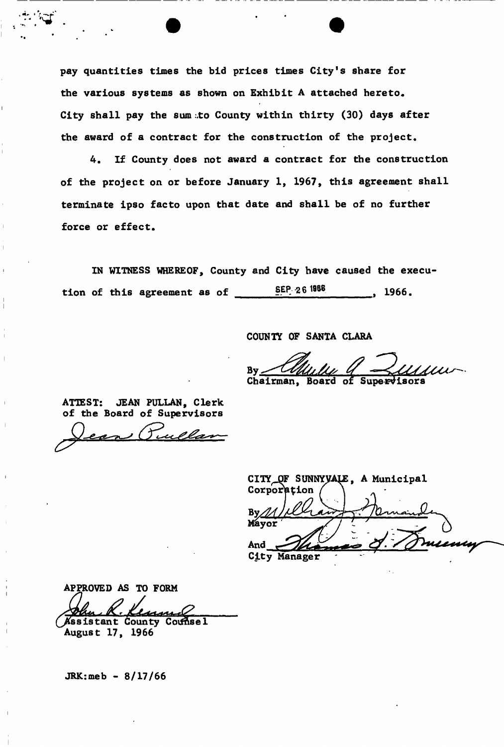pay quantities times the bid prices times City's share for the various systems as shown on Exhibit A attached hereto. City shall pay the sum to County within thirty (30) days after the award of a contract for the construction of the project.

4. If County does not award a contract for the construction of the project on or before January 1, 1967, this agreement shall terminate ipso facto upon that date and shall be of no further force or effect.

IN WITNESS WHEREOF, County and City have caused the execution of this agreement as of SEP 26 1966, 1966.

COUNTY OF SANTA CLARA

By _______________
Chairman, Board of Supervisors

ATTEST: JEAN PULLAN, Clerk of the Board of Supervisors

Jean Pullan

CITY OF SUNNYVALE, A Municipal Corporation

By _______________
Mayor

And _______________
City Manager

APPROVED AS TO FORM

_______________
Assistant County Counsel
August 17, 1966

JRK:meb - 8/17/66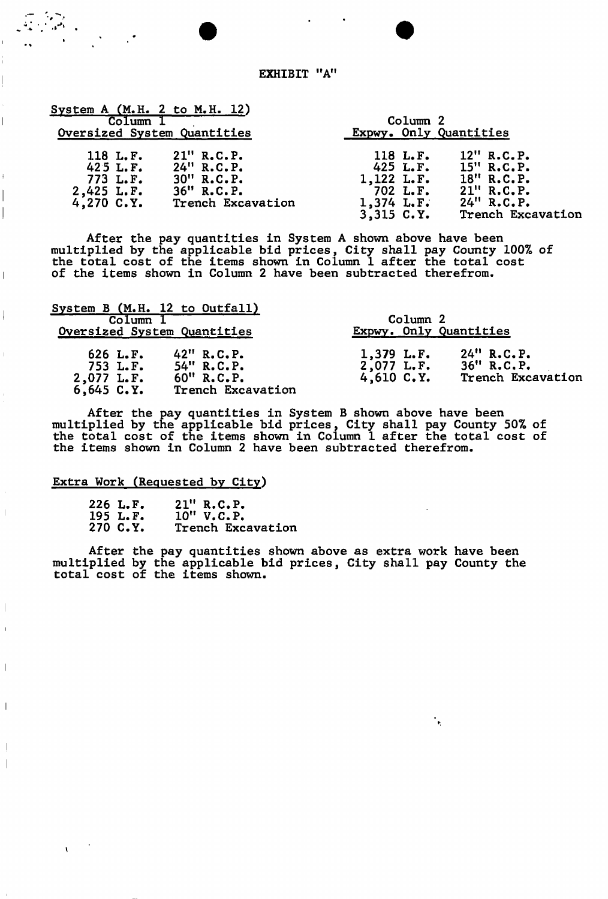# EXHIBIT "A"

**System A (M.H. 2 to M.H. 12)**

| Column 1 Oversized System Quantities | | Column 2 Expwy. Only Quantities | |
|---|---|---|---|
| 118 L.F. | 21" R.C.P. | 118 L.F. | 12" R.C.P. |
| 425 L.F. | 24" R.C.P. | 425 L.F. | 15" R.C.P. |
| 773 L.F. | 30" R.C.P. | 1,122 L.F. | 18" R.C.P. |
| 2,425 L.F. | 36" R.C.P. | 702 L.F. | 21" R.C.P. |
| 4,270 C.Y. | Trench Excavation | 1,374 L.F. | 24" R.C.P. |
| | | 3,315 C.Y. | Trench Excavation |

After the pay quantities in System A shown above have been multiplied by the applicable bid prices, City shall pay County 100% of the total cost of the items shown in Column 1 after the total cost of the items shown in Column 2 have been subtracted therefrom.

**System B (M.H. 12 to Outfall)**

| Column 1 Oversized System Quantities | | Column 2 Expwy. Only Quantities | |
|---|---|---|---|
| 626 L.F. | 42" R.C.P. | 1,379 L.F. | 24" R.C.P. |
| 753 L.F. | 54" R.C.P. | 2,077 L.F. | 36" R.C.P. |
| 2,077 L.F. | 60" R.C.P. | 4,610 C.Y. | Trench Excavation |
| 6,645 C.Y. | Trench Excavation | | |

After the pay quantities in System B shown above have been multiplied by the applicable bid prices, City shall pay County 50% of the total cost of the items shown in Column 1 after the total cost of the items shown in Column 2 have been subtracted therefrom.

**Extra Work (Requested by City)**

| | |
|---|---|
| 226 L.F. | 21" R.C.P. |
| 195 L.F. | 10" V.C.P. |
| 270 C.Y. | Trench Excavation |

After the pay quantities shown above as extra work have been multiplied by the applicable bid prices, City shall pay County the total cost of the items shown.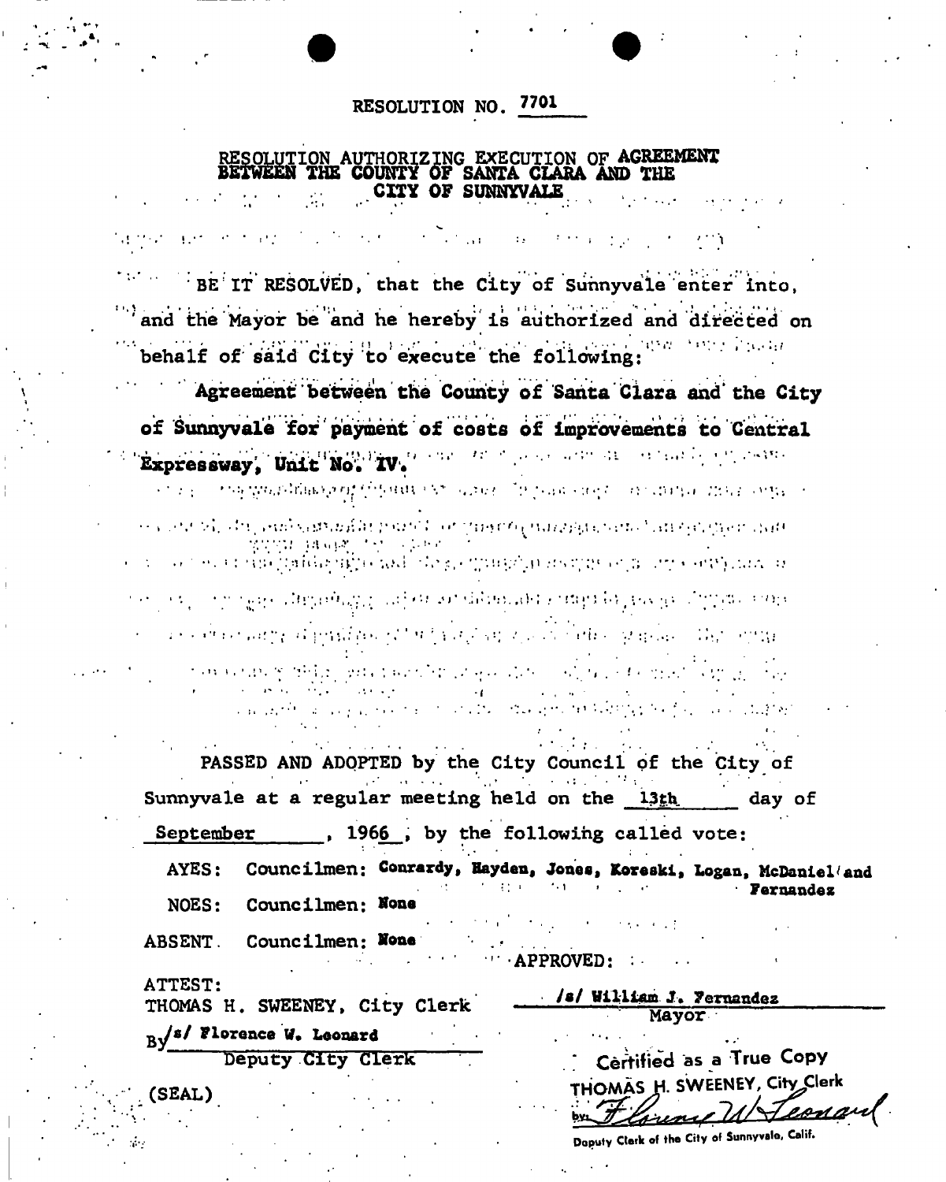# RESOLUTION NO. 7701

## RESOLUTION AUTHORIZING EXECUTION OF AGREEMENT BETWEEN THE COUNTY OF SANTA CLARA AND THE CITY OF SUNNYVALE

BE IT RESOLVED, that the City of Sunnyvale enter into, and the Mayor be and he hereby is authorized and directed on behalf of said City to execute the following:

Agreement between the County of Santa Clara and the City of Sunnyvale for payment of costs of improvements to Central Expressway, Unit No. IV.

PASSED AND ADOPTED by the City Council of the City of Sunnyvale at a regular meeting held on the 13th day of September, 1966, by the following called vote:

AYES: Councilmen: Conrardy, Hayden, Jones, Koreski, Logan, McDaniel and Fernandez

NOES: Councilmen: None

ABSENT. Councilmen: None

APPROVED:

/s/ William J. Fernandez
Mayor

ATTEST:
THOMAS H. SWEENEY, City Clerk

By /s/ Florence W. Leonard
Deputy City Clerk

(SEAL)

Certified as a True Copy
THOMAS H. SWEENEY, City Clerk
by: Florence W Leonard
Deputy Clerk of the City of Sunnyvale, Calif.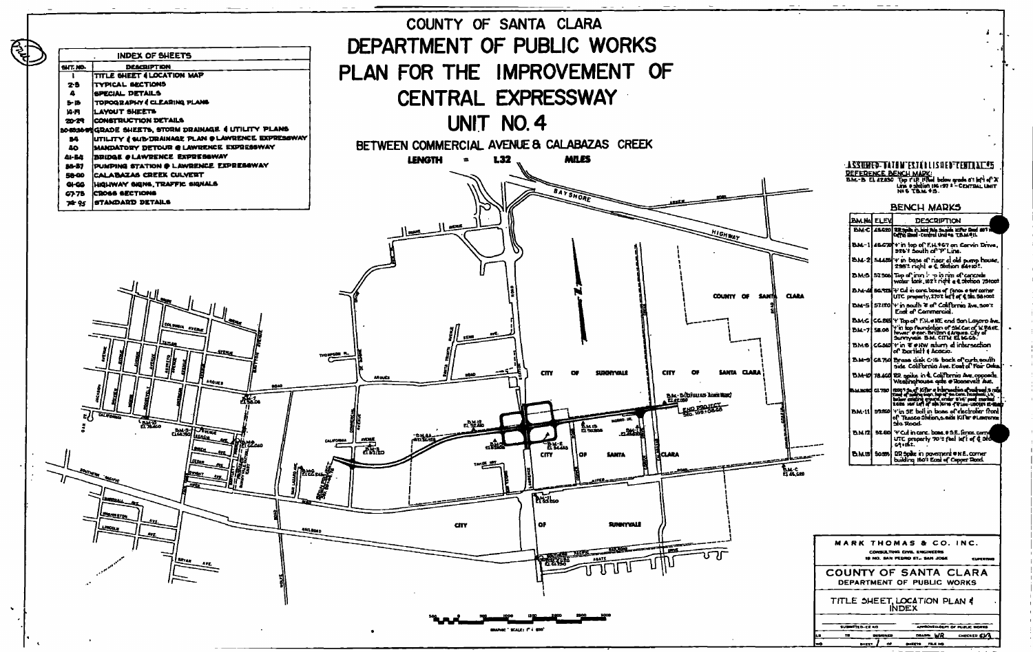# COUNTY OF SANTA CLARA
# DEPARTMENT OF PUBLIC WORKS
# PLAN FOR THE IMPROVEMENT OF CENTRAL EXPRESSWAY
# UNIT NO. 4

## BETWEEN COMMERCIAL AVENUE & CALABAZAS CREEK

LENGTH = 1.32 MILES

| INDEX OF SHEETS | |
|---|---|
| SHT. NO. | DESCRIPTION |
| 1 | TITLE SHEET & LOCATION MAP |
| 2-3 | TYPICAL SECTIONS |
| 4 | SPECIAL DETAILS |
| 5-13 | TOPOGRAPHY & CLEARING PLANS |
| 14-19 | LAYOUT SHEETS |
| 20-29 | CONSTRUCTION DETAILS |
| 30-33 | GRADE SHEETS, STORM DRAINAGE & UTILITY PLANS |
| 34 | UTILITY & SUB-DRAINAGE PLAN @ LAWRENCE EXPRESSWAY |
| 40 | MANDATORY DETOUR @ LAWRENCE EXPRESSWAY |
| 41-54 | BRIDGE @ LAWRENCE EXPRESSWAY |
| 55-57 | PUMPING STATION @ LAWRENCE EXPRESSWAY |
| 58-60 | CALABAZAS CREEK CULVERT |
| 61-66 | HIGHWAY SIGNS, TRAFFIC SIGNALS |
| 67-75 | CROSS SECTIONS |
| 76-95 | STANDARD DETAILS |

ASSUMED DATUM ESTABLISHED CENTRAL #5

REFERENCE BENCH MARK:
B.M.-B El. 42.850 Top of I.P. filled below grade 6'± left of "A" Line @ station 116+97 ± - CENTRAL UNIT No. 5 T.B.M. #5.

| BENCH MARKS | | |
|---|---|---|
| B.M. No. | ELEV. | DESCRIPTION |
| B.M.-C | 46.620 | RR spike in land pole ... Kifer Road ... Central Unit #4 T.B.M. #11. |
| B.M.-1 | 46.670 | "+" in top of F.H. #67 on Corvin Drive, 385'± South of "P" Line. |
| B.M.-2 | 54.425 | "+" in base of riser at old pump house, 295'± right of ℄ Station 84+10 ±. |
| B.M.-3 | 52.566 | Top of iron pipe in rim of concrete water tank, 182'± right of ℄ station 75+00 ± |
| B.M.-4 | 56.920 | "+" Cut in conc. base of fence @ SW corner UTC property, 270'± left of ℄ Sta. 58+00 ± |
| B.M.-5 | 57.170 | "+" in south ℄ of California Ave., 300'± East of Commercial. |
| B.M.-6 | 66.815 | "+" Top of F.H. @ NE end San Lazaro Ave. |
| B.M.-7 | 58.06 | "+" in top foundation of SW Cor. of W. P. & E. tower @ cor. Britton & Arques. City of Sunnyvale B.M. CITY El. 56.68. |
| B.M.-8 | 66.060 | "+" in ℄ @ NW return at intersection of Bartlett & Acacia. |
| B.M.-9 | 68.750 | Brass disk C-15 back of curb, south side California Ave. East of Fair Oaks. |
| B.M.-10 | 78.460 | RR spike in ℄ California Ave. opposite Westinghouse gate @ Roosevelt Ave. |
| B.M.-D(RO) | 61.780 | ... |
| B.M.-11 | 55.850 | "+" in SE bolt in base of electrolier front of Texaco Station, S. side Kifer @ Lawrence Sta. Road. |
| B.M.-12 | 52.410 | "+" Cut in conc. base @ S.E. fence corner UTC property 70'± feet left of ℄ at Sta. 69+25 ±. |
| B.M.-13 | 50.55 | RR Spike in pavement @ N.E. corner building 150'± East of Copper Road. |

END PROJECT Sta. 123+08.60

GRAPHIC SCALE: 1" = 1000'

MARK THOMAS & CO. INC.
CONSULTING CIVIL ENGINEERS
15 NO. SAN PEDRO ST., SAN JOSE — CUPERTINO

COUNTY OF SANTA CLARA
DEPARTMENT OF PUBLIC WORKS

TITLE SHEET, LOCATION PLAN & INDEX

SUBMITTED-C.E. NO. | APPROVED-DEPT. OF PUBLIC WORKS | DESIGNED | DRAWN WR | CHECKED | SHEET 1 OF SHEETS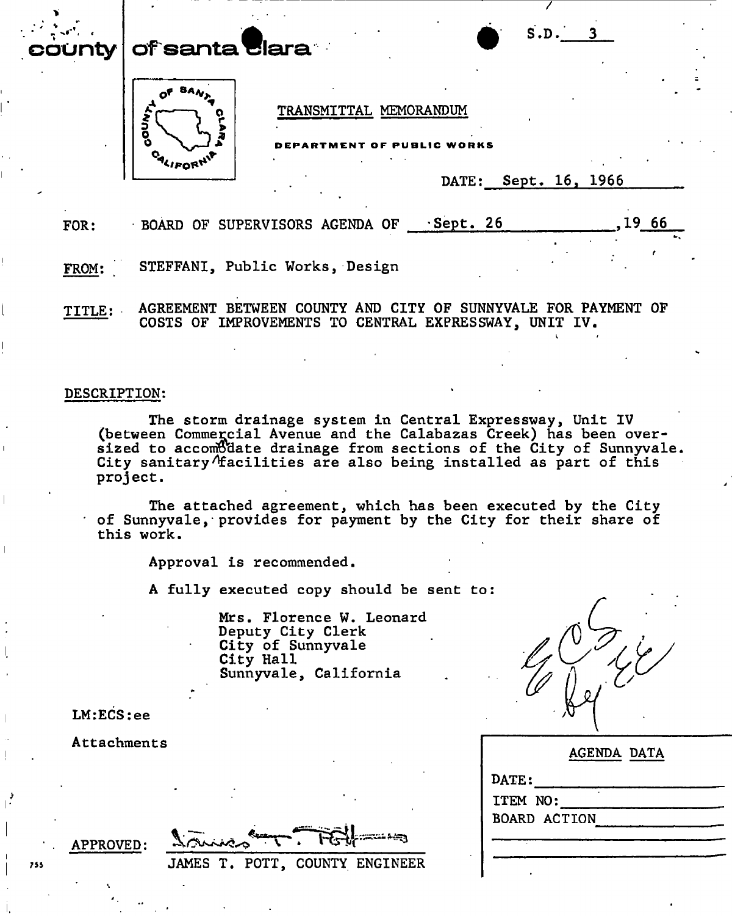**county of santa clara**

S.D. 3

TRANSMITTAL MEMORANDUM

DEPARTMENT OF PUBLIC WORKS

DATE: Sept. 16, 1966

FOR: BOARD OF SUPERVISORS AGENDA OF Sept. 26, 1966

FROM: STEFFANI, Public Works, Design

TITLE: AGREEMENT BETWEEN COUNTY AND CITY OF SUNNYVALE FOR PAYMENT OF COSTS OF IMPROVEMENTS TO CENTRAL EXPRESSWAY, UNIT IV.

DESCRIPTION:

The storm drainage system in Central Expressway, Unit IV (between Commercial Avenue and the Calabazas Creek) has been oversized to accommodate drainage from sections of the City of Sunnyvale. City sanitary facilities are also being installed as part of this project.

The attached agreement, which has been executed by the City of Sunnyvale, provides for payment by the City for their share of this work.

Approval is recommended.

A fully executed copy should be sent to:

Mrs. Florence W. Leonard
Deputy City Clerk
City of Sunnyvale
City Hall
Sunnyvale, California

LM:ECS:ee

Attachments

APPROVED: JAMES T. POTT, COUNTY ENGINEER

AGENDA DATA

DATE:

ITEM NO:

BOARD ACTION